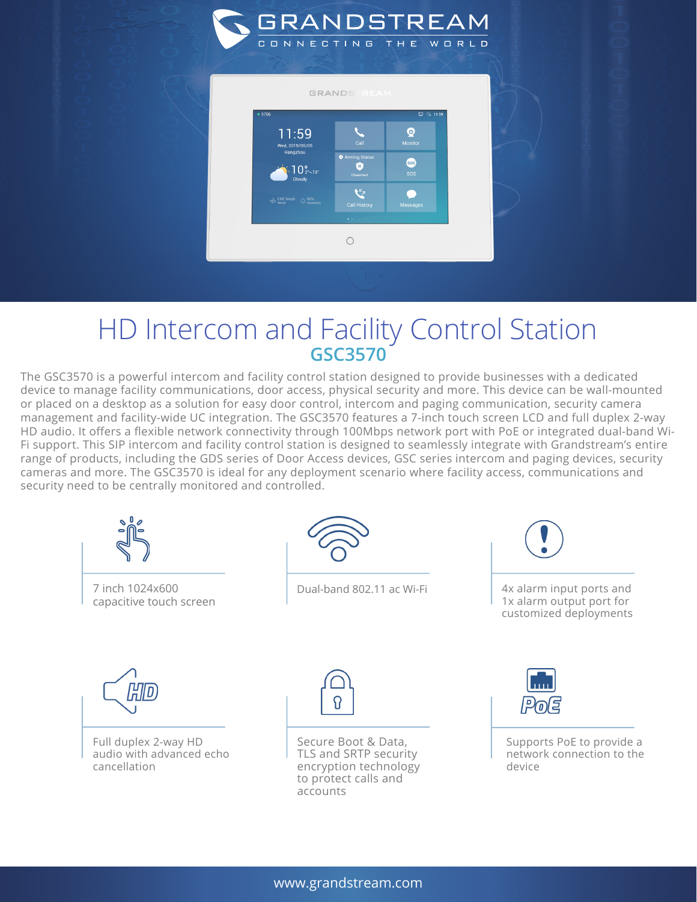GRANDSTREAM

CONNECTING THE WORLD

# HD Intercom and Facility Control Station

## GSC3570

The GSC3570 is a powerful intercom and facility control station designed to provide businesses with a dedicated device to manage facility communications, door access, physical security and more. This device can be wall-mounted or placed on a desktop as a solution for easy door control, intercom and paging communication, security camera management and facility-wide UC integration. The GSC3570 features a 7-inch touch screen LCD and full duplex 2-way HD audio. It offers a flexible network connectivity through 100Mbps network port with PoE or integrated dual-band Wi-Fi support. This SIP intercom and facility control station is designed to seamlessly integrate with Grandstream's entire range of products, including the GDS series of Door Access devices, GSC series intercom and paging devices, security cameras and more. The GSC3570 is ideal for any deployment scenario where facility access, communications and security need to be centrally monitored and controlled.

- 7 inch 1024x600 capacitive touch screen
- Dual-band 802.11 ac Wi-Fi
- 4x alarm input ports and 1x alarm output port for customized deployments
- Full duplex 2-way HD audio with advanced echo cancellation
- Secure Boot & Data, TLS and SRTP security encryption technology to protect calls and accounts
- Supports PoE to provide a network connection to the device

www.grandstream.com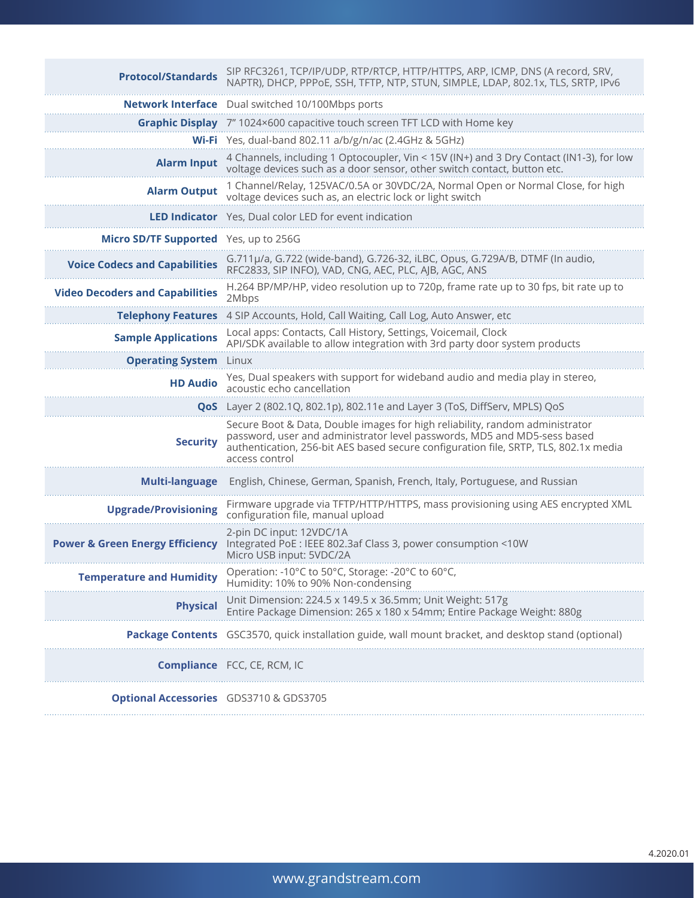| | |
|---|---|
| **Protocol/Standards** | SIP RFC3261, TCP/IP/UDP, RTP/RTCP, HTTP/HTTPS, ARP, ICMP, DNS (A record, SRV, NAPTR), DHCP, PPPoE, SSH, TFTP, NTP, STUN, SIMPLE, LDAP, 802.1x, TLS, SRTP, IPv6 |
| **Network Interface** | Dual switched 10/100Mbps ports |
| **Graphic Display** | 7” 1024×600 capacitive touch screen TFT LCD with Home key |
| **Wi-Fi** | Yes, dual-band 802.11 a/b/g/n/ac (2.4GHz & 5GHz) |
| **Alarm Input** | 4 Channels, including 1 Optocoupler, Vin < 15V (IN+) and 3 Dry Contact (IN1-3), for low voltage devices such as a door sensor, other switch contact, button etc. |
| **Alarm Output** | 1 Channel/Relay, 125VAC/0.5A or 30VDC/2A, Normal Open or Normal Close, for high voltage devices such as, an electric lock or light switch |
| **LED Indicator** | Yes, Dual color LED for event indication |
| **Micro SD/TF Supported** | Yes, up to 256G |
| **Voice Codecs and Capabilities** | G.711μ/a, G.722 (wide-band), G.726-32, iLBC, Opus, G.729A/B, DTMF (In audio, RFC2833, SIP INFO), VAD, CNG, AEC, PLC, AJB, AGC, ANS |
| **Video Decoders and Capabilities** | H.264 BP/MP/HP, video resolution up to 720p, frame rate up to 30 fps, bit rate up to 2Mbps |
| **Telephony Features** | 4 SIP Accounts, Hold, Call Waiting, Call Log, Auto Answer, etc |
| **Sample Applications** | Local apps: Contacts, Call History, Settings, Voicemail, Clock<br>API/SDK available to allow integration with 3rd party door system products |
| **Operating System** | Linux |
| **HD Audio** | Yes, Dual speakers with support for wideband audio and media play in stereo, acoustic echo cancellation |
| **QoS** | Layer 2 (802.1Q, 802.1p), 802.11e and Layer 3 (ToS, DiffServ, MPLS) QoS |
| **Security** | Secure Boot & Data, Double images for high reliability, random administrator password, user and administrator level passwords, MD5 and MD5-sess based authentication, 256-bit AES based secure configuration file, SRTP, TLS, 802.1x media access control |
| **Multi-language** | English, Chinese, German, Spanish, French, Italy, Portuguese, and Russian |
| **Upgrade/Provisioning** | Firmware upgrade via TFTP/HTTP/HTTPS, mass provisioning using AES encrypted XML configuration file, manual upload |
| **Power & Green Energy Efficiency** | 2-pin DC input: 12VDC/1A<br>Integrated PoE : IEEE 802.3af Class 3, power consumption <10W<br>Micro USB input: 5VDC/2A |
| **Temperature and Humidity** | Operation: -10°C to 50°C, Storage: -20°C to 60°C,<br>Humidity: 10% to 90% Non-condensing |
| **Physical** | Unit Dimension: 224.5 x 149.5 x 36.5mm; Unit Weight: 517g<br>Entire Package Dimension: 265 x 180 x 54mm; Entire Package Weight: 880g |
| **Package Contents** | GSC3570, quick installation guide, wall mount bracket, and desktop stand (optional) |
| **Compliance** | FCC, CE, RCM, IC |
| **Optional Accessories** | GDS3710 & GDS3705 |

4.2020.01

www.grandstream.com